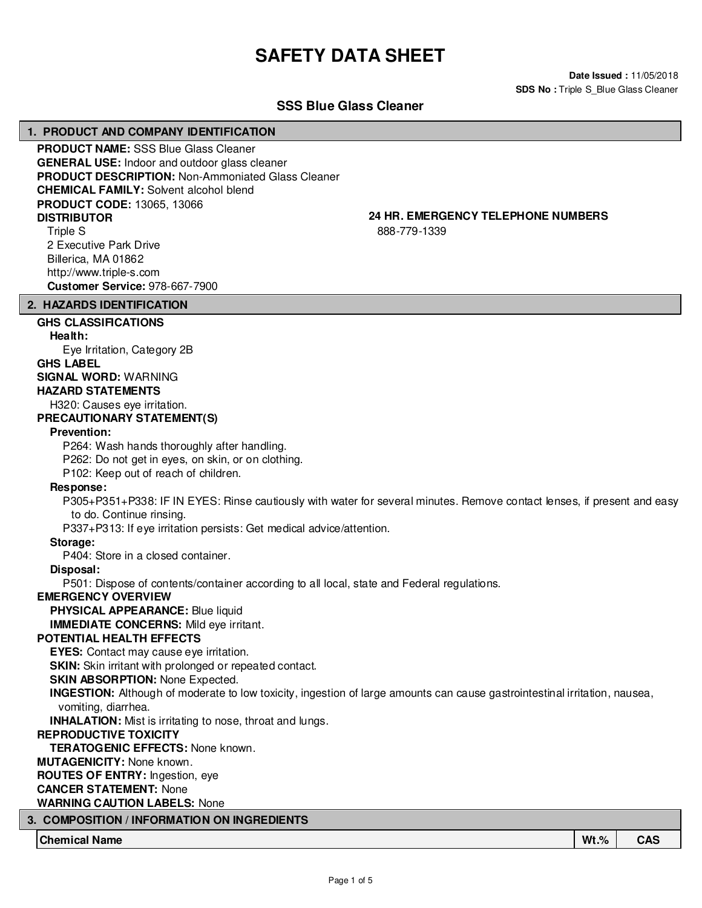# SAFETY DATA SHEET

**Date Issued :** 11/05/2018
**SDS No :** Triple S_Blue Glass Cleaner

## SSS Blue Glass Cleaner

## 1. PRODUCT AND COMPANY IDENTIFICATION

**PRODUCT NAME:** SSS Blue Glass Cleaner
**GENERAL USE:** Indoor and outdoor glass cleaner
**PRODUCT DESCRIPTION:** Non-Ammoniated Glass Cleaner
**CHEMICAL FAMILY:** Solvent alcohol blend
**PRODUCT CODE:** 13065, 13066

**DISTRIBUTOR**
Triple S
2 Executive Park Drive
Billerica, MA 01862
http://www.triple-s.com
**Customer Service:** 978-667-7900

**24 HR. EMERGENCY TELEPHONE NUMBERS**
888-779-1339

## 2. HAZARDS IDENTIFICATION

**GHS CLASSIFICATIONS**

**Health:**
Eye Irritation, Category 2B

**GHS LABEL**

**SIGNAL WORD:** WARNING

**HAZARD STATEMENTS**
H320: Causes eye irritation.

**PRECAUTIONARY STATEMENT(S)**

**Prevention:**
P264: Wash hands thoroughly after handling.
P262: Do not get in eyes, on skin, or on clothing.
P102: Keep out of reach of children.

**Response:**
P305+P351+P338: IF IN EYES: Rinse cautiously with water for several minutes. Remove contact lenses, if present and easy to do. Continue rinsing.
P337+P313: If eye irritation persists: Get medical advice/attention.

**Storage:**
P404: Store in a closed container.

**Disposal:**
P501: Dispose of contents/container according to all local, state and Federal regulations.

**EMERGENCY OVERVIEW**
**PHYSICAL APPEARANCE:** Blue liquid
**IMMEDIATE CONCERNS:** Mild eye irritant.

**POTENTIAL HEALTH EFFECTS**
**EYES:** Contact may cause eye irritation.
**SKIN:** Skin irritant with prolonged or repeated contact.
**SKIN ABSORPTION:** None Expected.
**INGESTION:** Although of moderate to low toxicity, ingestion of large amounts can cause gastrointestinal irritation, nausea, vomiting, diarrhea.
**INHALATION:** Mist is irritating to nose, throat and lungs.

**REPRODUCTIVE TOXICITY**
**TERATOGENIC EFFECTS:** None known.

**MUTAGENICITY:** None known.
**ROUTES OF ENTRY:** Ingestion, eye
**CANCER STATEMENT:** None
**WARNING CAUTION LABELS:** None

## 3. COMPOSITION / INFORMATION ON INGREDIENTS

| Chemical Name | Wt.% | CAS |
| --- | --- | --- |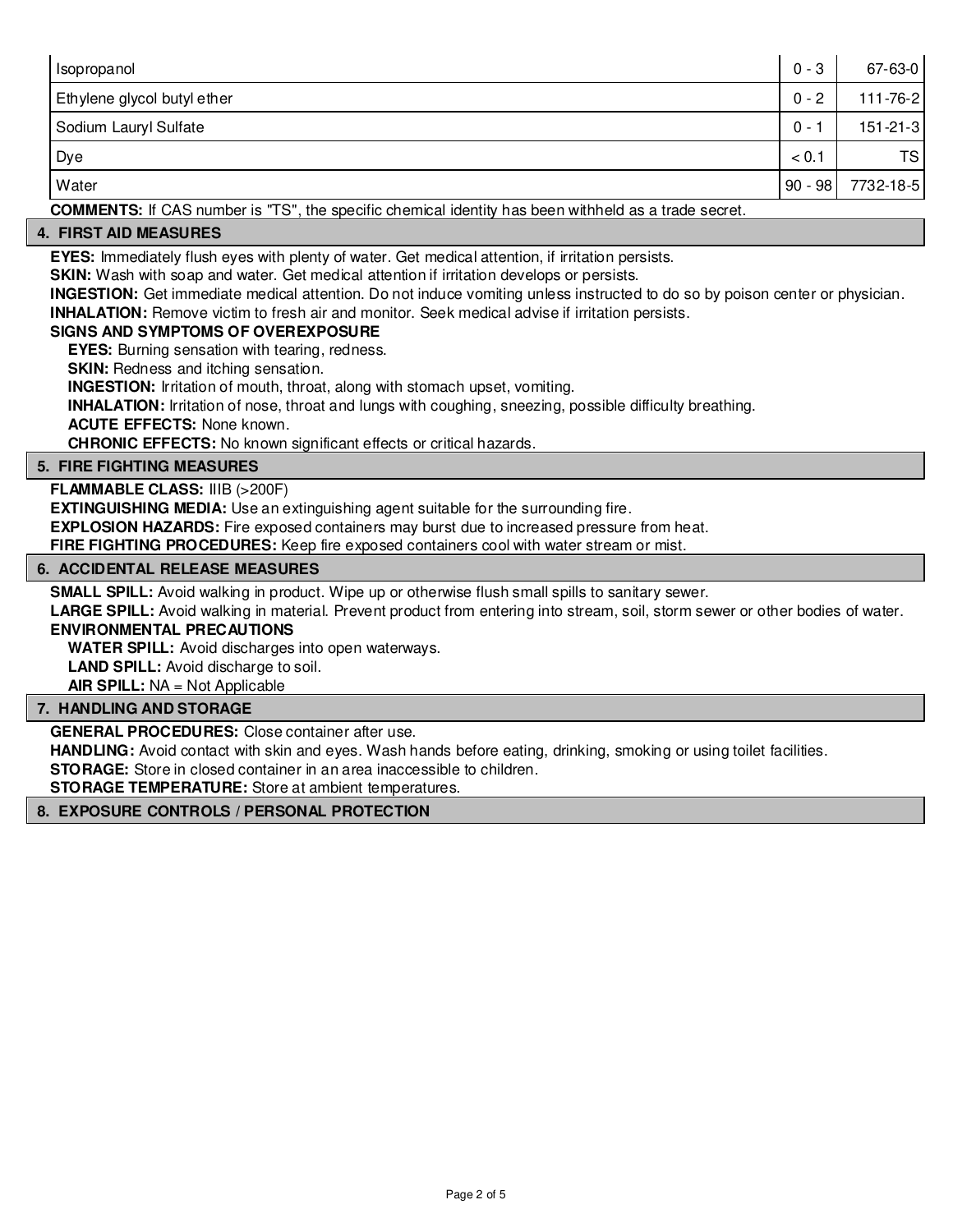| | | |
|---|---|---|
| Isopropanol | 0 - 3 | 67-63-0 |
| Ethylene glycol butyl ether | 0 - 2 | 111-76-2 |
| Sodium Lauryl Sulfate | 0 - 1 | 151-21-3 |
| Dye | < 0.1 | TS |
| Water | 90 - 98 | 7732-18-5 |

**COMMENTS:** If CAS number is "TS", the specific chemical identity has been withheld as a trade secret.

## 4. FIRST AID MEASURES

**EYES:** Immediately flush eyes with plenty of water. Get medical attention, if irritation persists.
**SKIN:** Wash with soap and water. Get medical attention if irritation develops or persists.
**INGESTION:** Get immediate medical attention. Do not induce vomiting unless instructed to do so by poison center or physician.
**INHALATION:** Remove victim to fresh air and monitor. Seek medical advise if irritation persists.

**SIGNS AND SYMPTOMS OF OVEREXPOSURE**

**EYES:** Burning sensation with tearing, redness.
**SKIN:** Redness and itching sensation.
**INGESTION:** Irritation of mouth, throat, along with stomach upset, vomiting.
**INHALATION:** Irritation of nose, throat and lungs with coughing, sneezing, possible difficulty breathing.
**ACUTE EFFECTS:** None known.
**CHRONIC EFFECTS:** No known significant effects or critical hazards.

## 5. FIRE FIGHTING MEASURES

**FLAMMABLE CLASS:** IIIB (>200F)
**EXTINGUISHING MEDIA:** Use an extinguishing agent suitable for the surrounding fire.
**EXPLOSION HAZARDS:** Fire exposed containers may burst due to increased pressure from heat.
**FIRE FIGHTING PROCEDURES:** Keep fire exposed containers cool with water stream or mist.

## 6. ACCIDENTAL RELEASE MEASURES

**SMALL SPILL:** Avoid walking in product. Wipe up or otherwise flush small spills to sanitary sewer.
**LARGE SPILL:** Avoid walking in material. Prevent product from entering into stream, soil, storm sewer or other bodies of water.

**ENVIRONMENTAL PRECAUTIONS**

**WATER SPILL:** Avoid discharges into open waterways.
**LAND SPILL:** Avoid discharge to soil.
**AIR SPILL:** NA = Not Applicable

## 7. HANDLING AND STORAGE

**GENERAL PROCEDURES:** Close container after use.
**HANDLING:** Avoid contact with skin and eyes. Wash hands before eating, drinking, smoking or using toilet facilities.
**STORAGE:** Store in closed container in an area inaccessible to children.
**STORAGE TEMPERATURE:** Store at ambient temperatures.

## 8. EXPOSURE CONTROLS / PERSONAL PROTECTION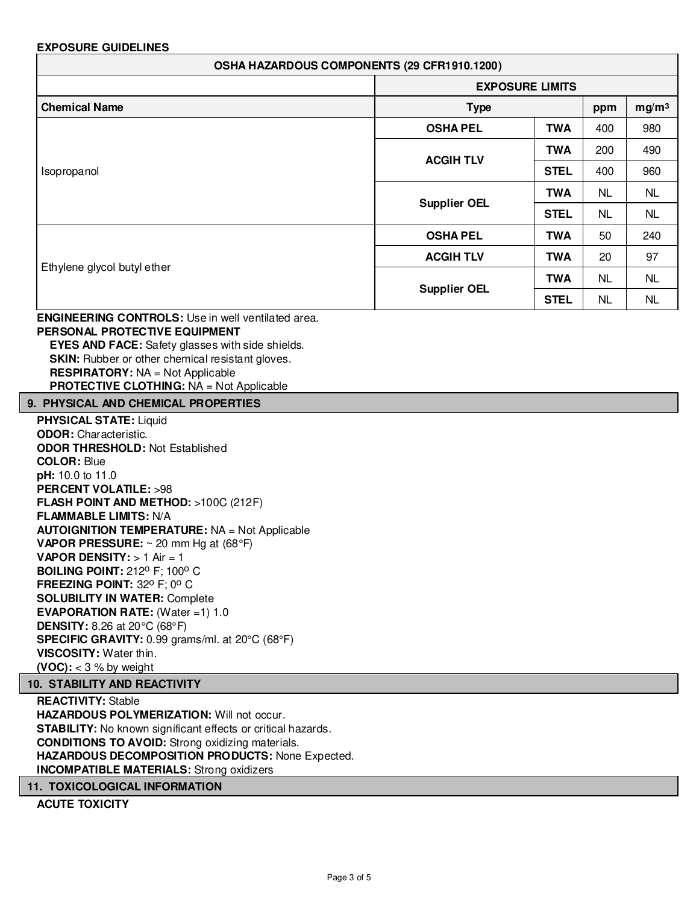**EXPOSURE GUIDELINES**

| OSHA HAZARDOUS COMPONENTS (29 CFR1910.1200) | | | | |
|---|---|---|---|---|
| | EXPOSURE LIMITS | | | |
| **Chemical Name** | **Type** | | **ppm** | **mg/m³** |
| Isopropanol | **OSHA PEL** | **TWA** | 400 | 980 |
| | **ACGIH TLV** | **TWA** | 200 | 490 |
| | | **STEL** | 400 | 960 |
| | **Supplier OEL** | **TWA** | NL | NL |
| | | **STEL** | NL | NL |
| Ethylene glycol butyl ether | **OSHA PEL** | **TWA** | 50 | 240 |
| | **ACGIH TLV** | **TWA** | 20 | 97 |
| | **Supplier OEL** | **TWA** | NL | NL |
| | | **STEL** | NL | NL |

**ENGINEERING CONTROLS:** Use in well ventilated area.

**PERSONAL PROTECTIVE EQUIPMENT**

- **EYES AND FACE:** Safety glasses with side shields.
- **SKIN:** Rubber or other chemical resistant gloves.
- **RESPIRATORY:** NA = Not Applicable
- **PROTECTIVE CLOTHING:** NA = Not Applicable

## 9. PHYSICAL AND CHEMICAL PROPERTIES

**PHYSICAL STATE:** Liquid
**ODOR:** Characteristic.
**ODOR THRESHOLD:** Not Established
**COLOR:** Blue
**pH:** 10.0 to 11.0
**PERCENT VOLATILE:** >98
**FLASH POINT AND METHOD:** >100C (212F)
**FLAMMABLE LIMITS:** N/A
**AUTOIGNITION TEMPERATURE:** NA = Not Applicable
**VAPOR PRESSURE:** ~ 20 mm Hg at (68°F)
**VAPOR DENSITY:** > 1 Air = 1
**BOILING POINT:** 212º F; 100º C
**FREEZING POINT:** 32º F; 0º C
**SOLUBILITY IN WATER:** Complete
**EVAPORATION RATE:** (Water =1) 1.0
**DENSITY:** 8.26 at 20°C (68°F)
**SPECIFIC GRAVITY:** 0.99 grams/ml. at 20°C (68°F)
**VISCOSITY:** Water thin.
**(VOC):** < 3 % by weight

## 10. STABILITY AND REACTIVITY

**REACTIVITY:** Stable
**HAZARDOUS POLYMERIZATION:** Will not occur.
**STABILITY:** No known significant effects or critical hazards.
**CONDITIONS TO AVOID:** Strong oxidizing materials.
**HAZARDOUS DECOMPOSITION PRODUCTS:** None Expected.
**INCOMPATIBLE MATERIALS:** Strong oxidizers

## 11. TOXICOLOGICAL INFORMATION

**ACUTE TOXICITY**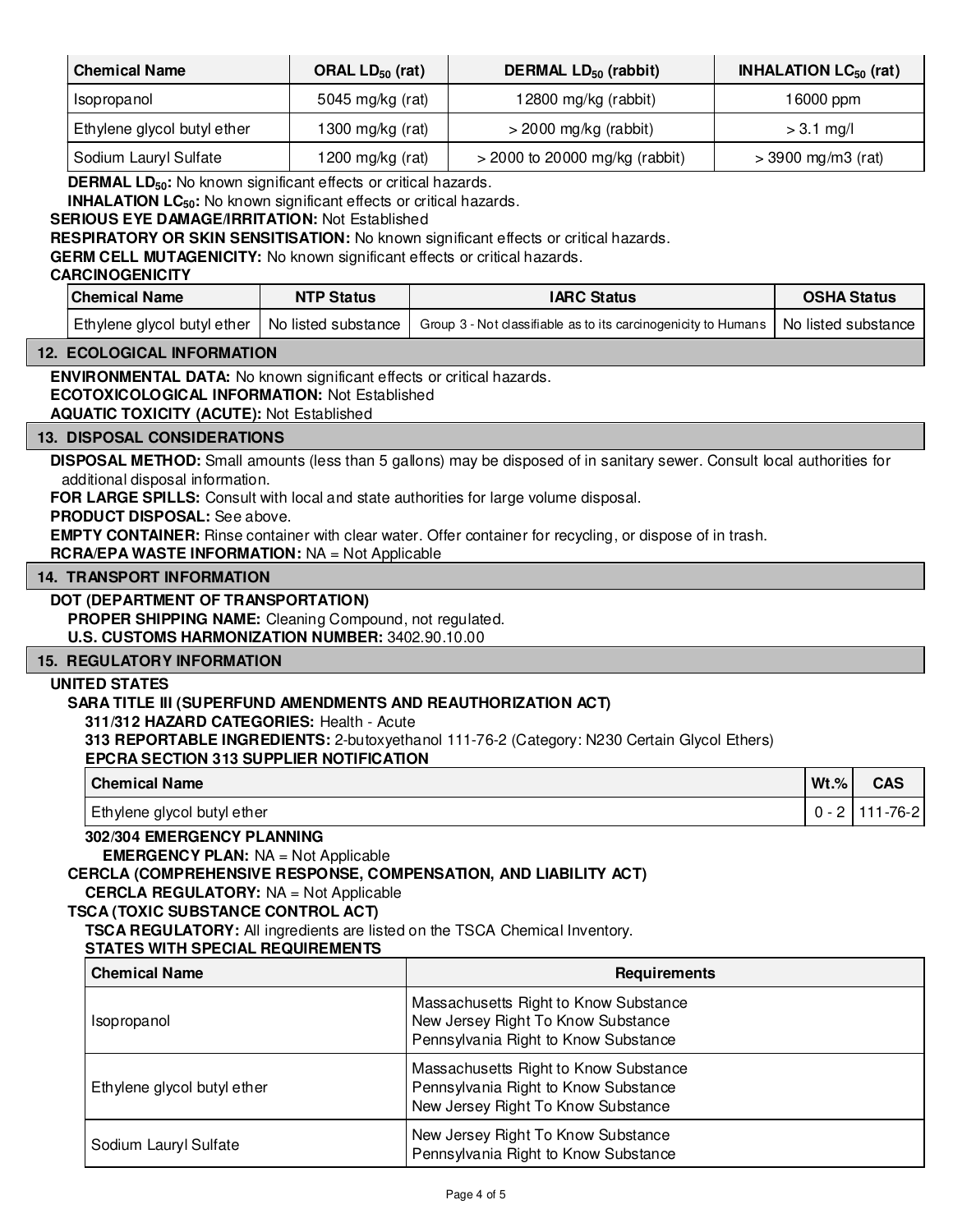| Chemical Name | ORAL $LD_{50}$ (rat) | DERMAL $LD_{50}$ (rabbit) | INHALATION $LC_{50}$ (rat) |
| --- | --- | --- | --- |
| Isopropanol | 5045 mg/kg (rat) | 12800 mg/kg (rabbit) | 16000 ppm |
| Ethylene glycol butyl ether | 1300 mg/kg (rat) | > 2000 mg/kg (rabbit) | > 3.1 mg/l |
| Sodium Lauryl Sulfate | 1200 mg/kg (rat) | > 2000 to 20000 mg/kg (rabbit) | > 3900 mg/m3 (rat) |

**DERMAL $LD_{50}$:** No known significant effects or critical hazards.
**INHALATION $LC_{50}$:** No known significant effects or critical hazards.
**SERIOUS EYE DAMAGE/IRRITATION:** Not Established
**RESPIRATORY OR SKIN SENSITISATION:** No known significant effects or critical hazards.
**GERM CELL MUTAGENICITY:** No known significant effects or critical hazards.
**CARCINOGENICITY**

| Chemical Name | NTP Status | IARC Status | OSHA Status |
| --- | --- | --- | --- |
| Ethylene glycol butyl ether | No listed substance | Group 3 - Not classifiable as to its carcinogenicity to Humans | No listed substance |

## 12. ECOLOGICAL INFORMATION

**ENVIRONMENTAL DATA:** No known significant effects or critical hazards.
**ECOTOXICOLOGICAL INFORMATION:** Not Established
**AQUATIC TOXICITY (ACUTE):** Not Established

## 13. DISPOSAL CONSIDERATIONS

**DISPOSAL METHOD:** Small amounts (less than 5 gallons) may be disposed of in sanitary sewer. Consult local authorities for additional disposal information.
**FOR LARGE SPILLS:** Consult with local and state authorities for large volume disposal.
**PRODUCT DISPOSAL:** See above.
**EMPTY CONTAINER:** Rinse container with clear water. Offer container for recycling, or dispose of in trash.
**RCRA/EPA WASTE INFORMATION:** NA = Not Applicable

## 14. TRANSPORT INFORMATION

**DOT (DEPARTMENT OF TRANSPORTATION)**
**PROPER SHIPPING NAME:** Cleaning Compound, not regulated.
**U.S. CUSTOMS HARMONIZATION NUMBER:** 3402.90.10.00

## 15. REGULATORY INFORMATION

**UNITED STATES**
**SARA TITLE III (SUPERFUND AMENDMENTS AND REAUTHORIZATION ACT)**
**311/312 HAZARD CATEGORIES:** Health - Acute
**313 REPORTABLE INGREDIENTS:** 2-butoxyethanol 111-76-2 (Category: N230 Certain Glycol Ethers)
**EPCRA SECTION 313 SUPPLIER NOTIFICATION**

| Chemical Name | Wt.% | CAS |
| --- | --- | --- |
| Ethylene glycol butyl ether | 0 - 2 | 111-76-2 |

**302/304 EMERGENCY PLANNING**
**EMERGENCY PLAN:** NA = Not Applicable
**CERCLA (COMPREHENSIVE RESPONSE, COMPENSATION, AND LIABILITY ACT)**
**CERCLA REGULATORY:** NA = Not Applicable
**TSCA (TOXIC SUBSTANCE CONTROL ACT)**
**TSCA REGULATORY:** All ingredients are listed on the TSCA Chemical Inventory.
**STATES WITH SPECIAL REQUIREMENTS**

| Chemical Name | Requirements |
| --- | --- |
| Isopropanol | Massachusetts Right to Know Substance<br>New Jersey Right To Know Substance<br>Pennsylvania Right to Know Substance |
| Ethylene glycol butyl ether | Massachusetts Right to Know Substance<br>Pennsylvania Right to Know Substance<br>New Jersey Right To Know Substance |
| Sodium Lauryl Sulfate | New Jersey Right To Know Substance<br>Pennsylvania Right to Know Substance |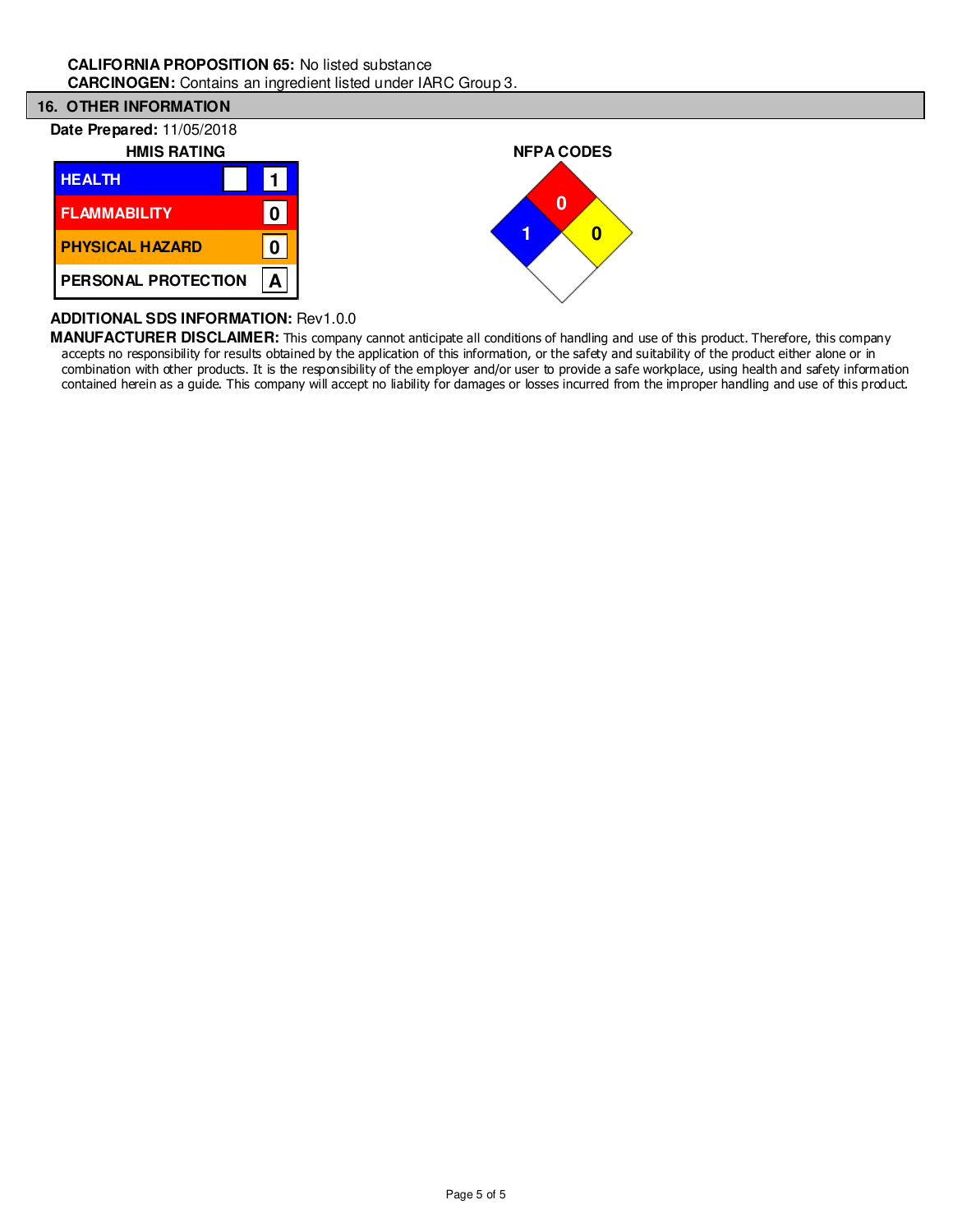**CALIFORNIA PROPOSITION 65:** No listed substance

**CARCINOGEN:** Contains an ingredient listed under IARC Group 3.

## 16. OTHER INFORMATION

**Date Prepared:** 11/05/2018

**HMIS RATING**

| | | |
|---|---|---|
| HEALTH | | 1 |
| FLAMMABILITY | | 0 |
| PHYSICAL HAZARD | | 0 |
| PERSONAL PROTECTION | | A |

**NFPA CODES**

0

1

0

**ADDITIONAL SDS INFORMATION:** Rev1.0.0

**MANUFACTURER DISCLAIMER:** This company cannot anticipate all conditions of handling and use of this product. Therefore, this company accepts no responsibility for results obtained by the application of this information, or the safety and suitability of the product either alone or in combination with other products. It is the responsibility of the employer and/or user to provide a safe workplace, using health and safety information contained herein as a guide. This company will accept no liability for damages or losses incurred from the improper handling and use of this product.